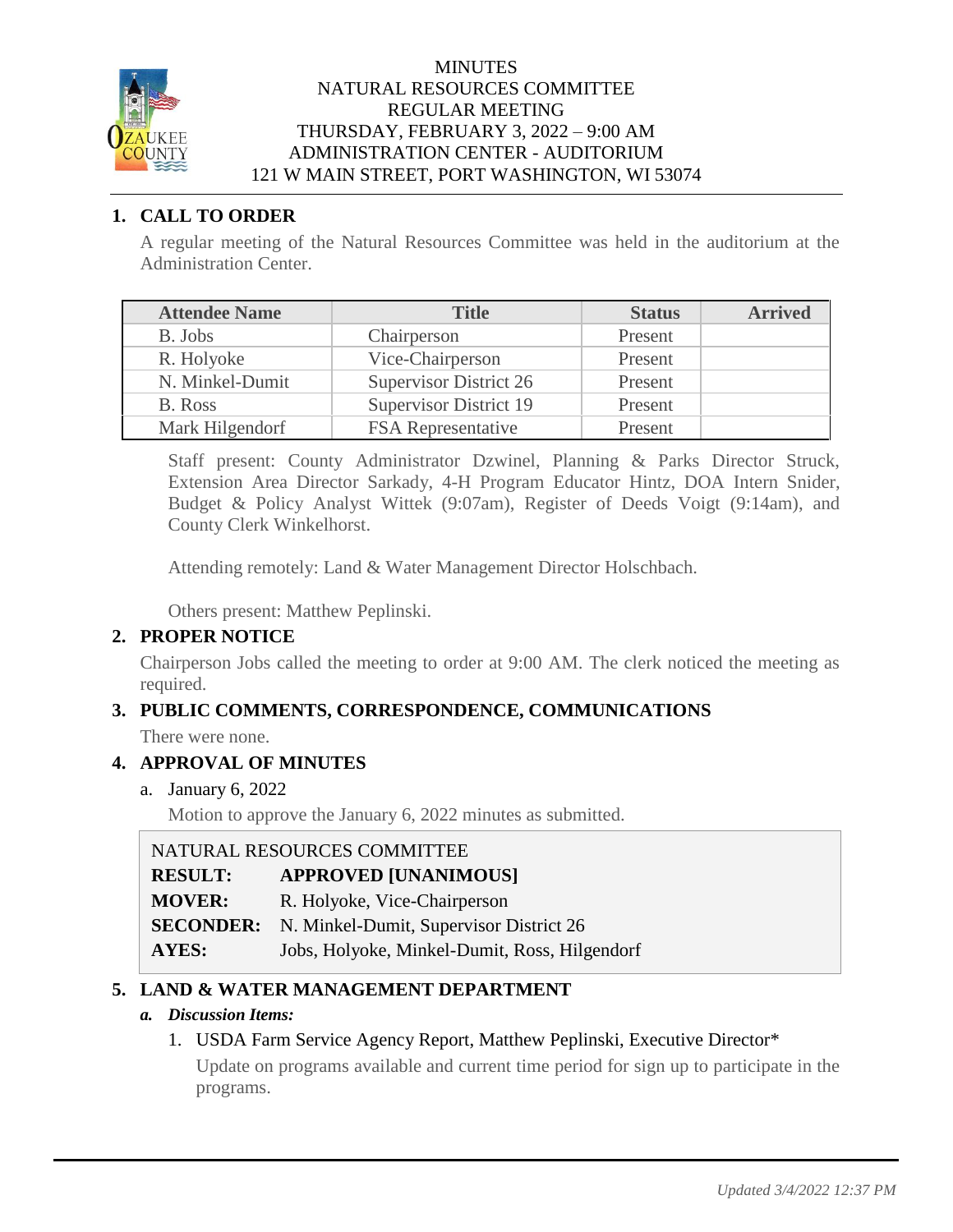MINUTES
NATURAL RESOURCES COMMITTEE
REGULAR MEETING
THURSDAY, FEBRUARY 3, 2022 – 9:00 AM
ADMINISTRATION CENTER - AUDITORIUM
121 W MAIN STREET, PORT WASHINGTON, WI 53074

## 1. CALL TO ORDER

A regular meeting of the Natural Resources Committee was held in the auditorium at the Administration Center.

| Attendee Name | Title | Status | Arrived |
|---|---|---|---|
| B. Jobs | Chairperson | Present | |
| R. Holyoke | Vice-Chairperson | Present | |
| N. Minkel-Dumit | Supervisor District 26 | Present | |
| B. Ross | Supervisor District 19 | Present | |
| Mark Hilgendorf | FSA Representative | Present | |

Staff present: County Administrator Dzwinel, Planning & Parks Director Struck, Extension Area Director Sarkady, 4-H Program Educator Hintz, DOA Intern Snider, Budget & Policy Analyst Wittek (9:07am), Register of Deeds Voigt (9:14am), and County Clerk Winkelhorst.

Attending remotely: Land & Water Management Director Holschbach.

Others present: Matthew Peplinski.

## 2. PROPER NOTICE

Chairperson Jobs called the meeting to order at 9:00 AM. The clerk noticed the meeting as required.

## 3. PUBLIC COMMENTS, CORRESPONDENCE, COMMUNICATIONS

There were none.

## 4. APPROVAL OF MINUTES

a. January 6, 2022

Motion to approve the January 6, 2022 minutes as submitted.

NATURAL RESOURCES COMMITTEE
**RESULT:** **APPROVED [UNANIMOUS]**
**MOVER:** R. Holyoke, Vice-Chairperson
**SECONDER:** N. Minkel-Dumit, Supervisor District 26
**AYES:** Jobs, Holyoke, Minkel-Dumit, Ross, Hilgendorf

## 5. LAND & WATER MANAGEMENT DEPARTMENT

***a. Discussion Items:***

1. USDA Farm Service Agency Report, Matthew Peplinski, Executive Director*

   Update on programs available and current time period for sign up to participate in the programs.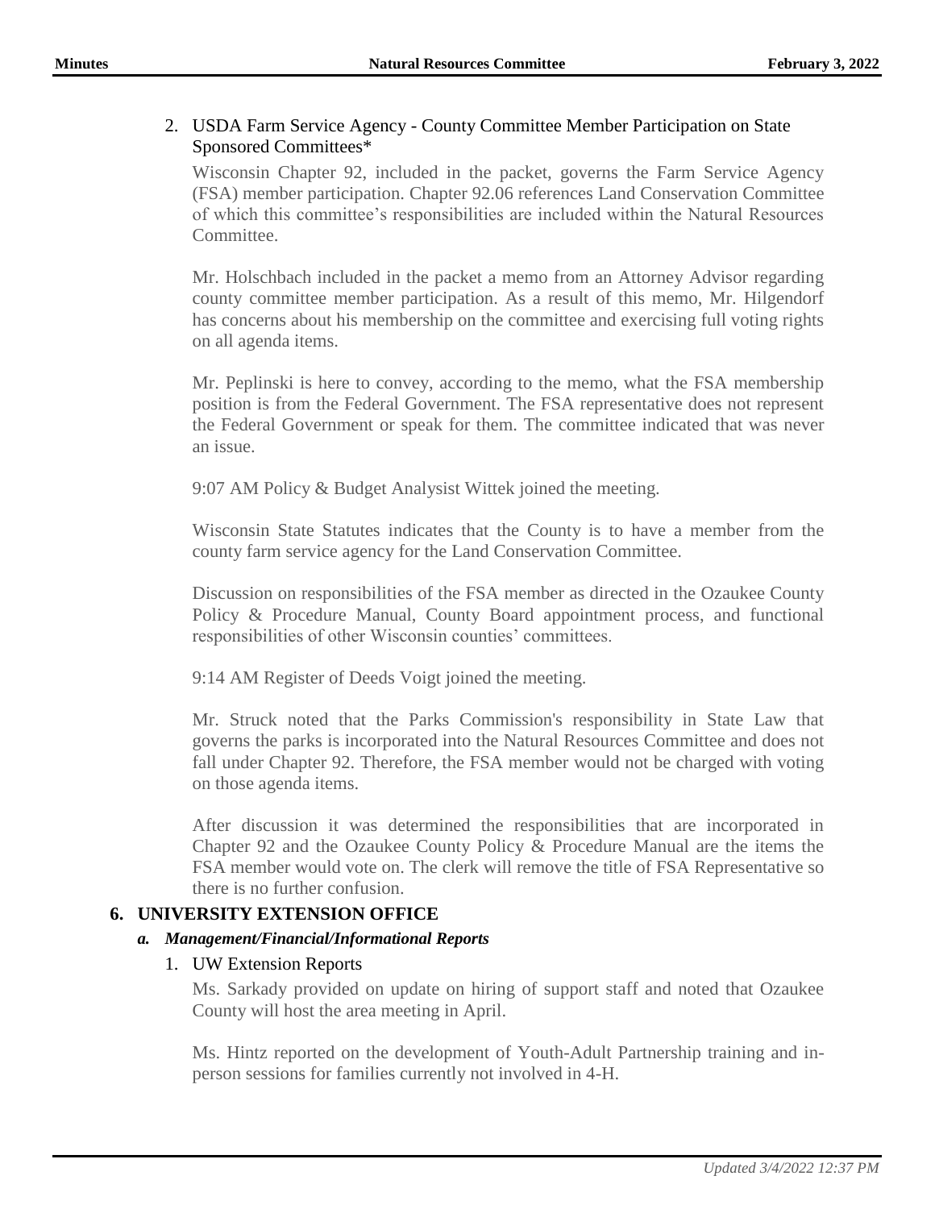2. USDA Farm Service Agency - County Committee Member Participation on State Sponsored Committees*

   Wisconsin Chapter 92, included in the packet, governs the Farm Service Agency (FSA) member participation. Chapter 92.06 references Land Conservation Committee of which this committee's responsibilities are included within the Natural Resources Committee.

   Mr. Holschbach included in the packet a memo from an Attorney Advisor regarding county committee member participation. As a result of this memo, Mr. Hilgendorf has concerns about his membership on the committee and exercising full voting rights on all agenda items.

   Mr. Peplinski is here to convey, according to the memo, what the FSA membership position is from the Federal Government. The FSA representative does not represent the Federal Government or speak for them. The committee indicated that was never an issue.

   9:07 AM Policy & Budget Analysist Wittek joined the meeting.

   Wisconsin State Statutes indicates that the County is to have a member from the county farm service agency for the Land Conservation Committee.

   Discussion on responsibilities of the FSA member as directed in the Ozaukee County Policy & Procedure Manual, County Board appointment process, and functional responsibilities of other Wisconsin counties' committees.

   9:14 AM Register of Deeds Voigt joined the meeting.

   Mr. Struck noted that the Parks Commission's responsibility in State Law that governs the parks is incorporated into the Natural Resources Committee and does not fall under Chapter 92. Therefore, the FSA member would not be charged with voting on those agenda items.

   After discussion it was determined the responsibilities that are incorporated in Chapter 92 and the Ozaukee County Policy & Procedure Manual are the items the FSA member would vote on. The clerk will remove the title of FSA Representative so there is no further confusion.

## 6. UNIVERSITY EXTENSION OFFICE

### *a. Management/Financial/Informational Reports*

1. UW Extension Reports

   Ms. Sarkady provided on update on hiring of support staff and noted that Ozaukee County will host the area meeting in April.

   Ms. Hintz reported on the development of Youth-Adult Partnership training and in-person sessions for families currently not involved in 4-H.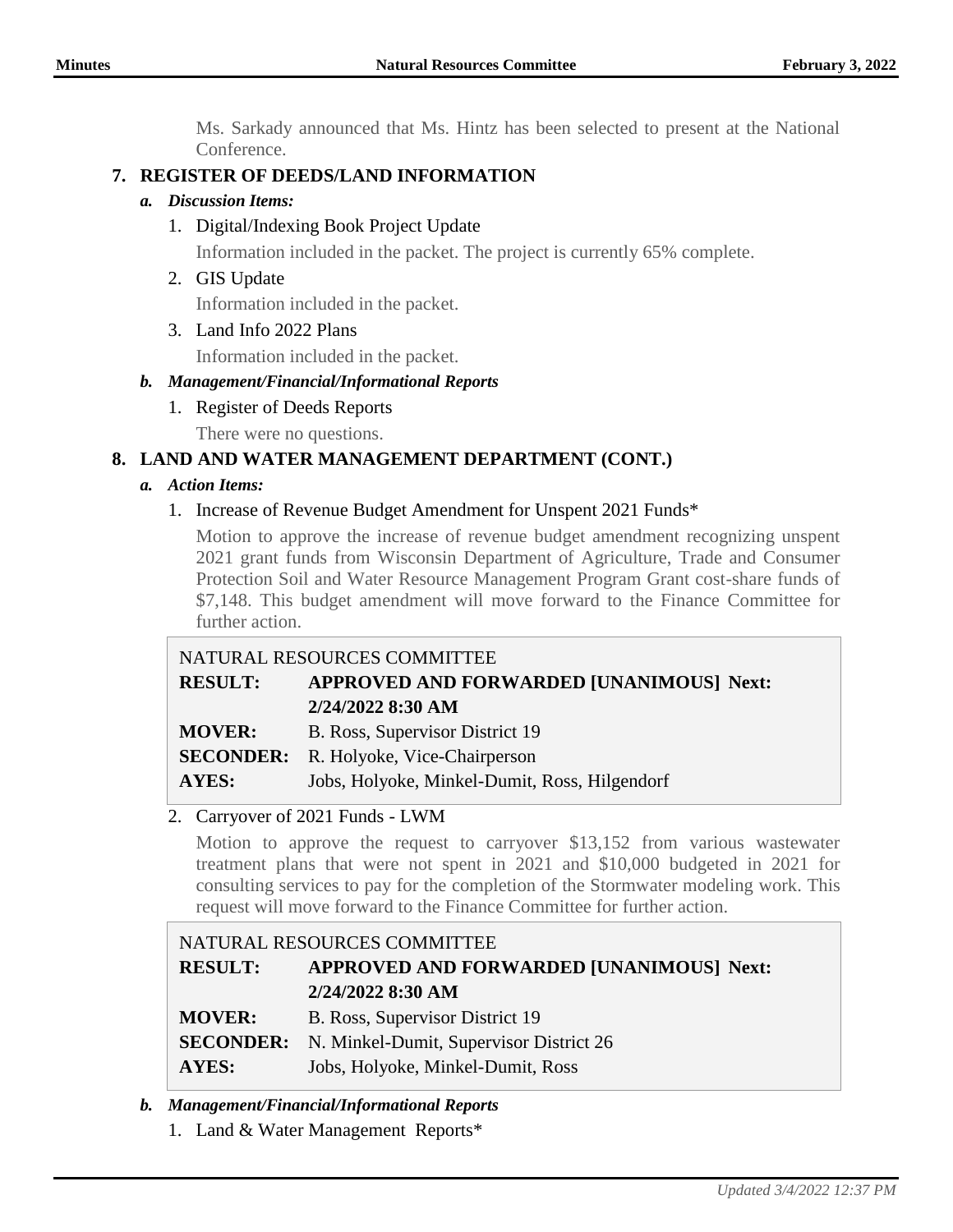Ms. Sarkady announced that Ms. Hintz has been selected to present at the National Conference.

## 7. REGISTER OF DEEDS/LAND INFORMATION

### *a. Discussion Items:*

1. Digital/Indexing Book Project Update

   Information included in the packet. The project is currently 65% complete.

2. GIS Update

   Information included in the packet.

3. Land Info 2022 Plans

   Information included in the packet.

### *b. Management/Financial/Informational Reports*

1. Register of Deeds Reports

   There were no questions.

## 8. LAND AND WATER MANAGEMENT DEPARTMENT (CONT.)

### *a. Action Items:*

1. Increase of Revenue Budget Amendment for Unspent 2021 Funds*

   Motion to approve the increase of revenue budget amendment recognizing unspent 2021 grant funds from Wisconsin Department of Agriculture, Trade and Consumer Protection Soil and Water Resource Management Program Grant cost-share funds of $7,148. This budget amendment will move forward to the Finance Committee for further action.

| NATURAL RESOURCES COMMITTEE | |
|---|---|
| **RESULT:** | **APPROVED AND FORWARDED [UNANIMOUS] Next: 2/24/2022 8:30 AM** |
| **MOVER:** | B. Ross, Supervisor District 19 |
| **SECONDER:** | R. Holyoke, Vice-Chairperson |
| **AYES:** | Jobs, Holyoke, Minkel-Dumit, Ross, Hilgendorf |

2. Carryover of 2021 Funds - LWM

   Motion to approve the request to carryover $13,152 from various wastewater treatment plans that were not spent in 2021 and $10,000 budgeted in 2021 for consulting services to pay for the completion of the Stormwater modeling work. This request will move forward to the Finance Committee for further action.

| NATURAL RESOURCES COMMITTEE | |
|---|---|
| **RESULT:** | **APPROVED AND FORWARDED [UNANIMOUS] Next: 2/24/2022 8:30 AM** |
| **MOVER:** | B. Ross, Supervisor District 19 |
| **SECONDER:** | N. Minkel-Dumit, Supervisor District 26 |
| **AYES:** | Jobs, Holyoke, Minkel-Dumit, Ross |

### *b. Management/Financial/Informational Reports*

1. Land & Water Management Reports*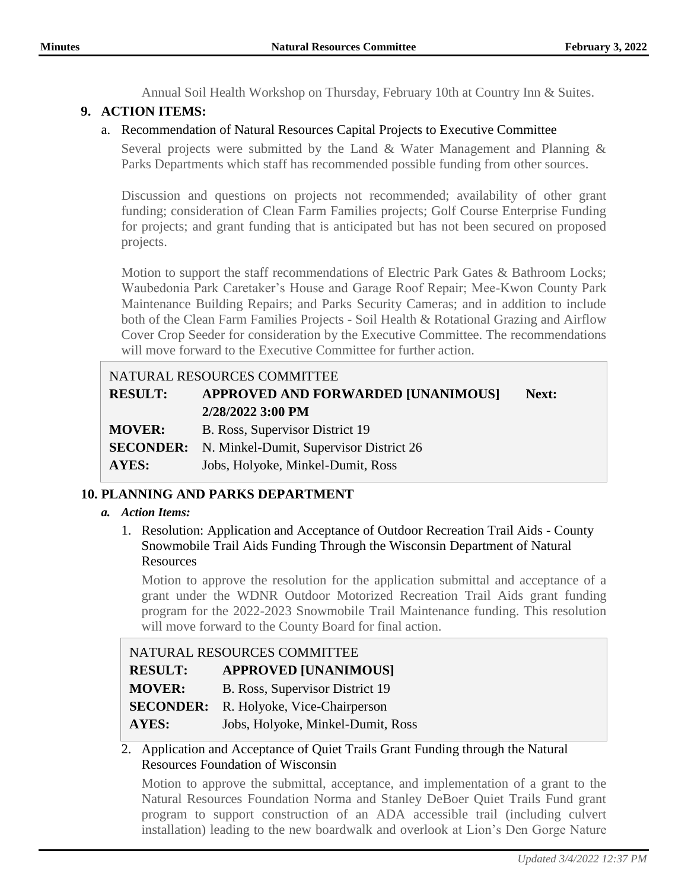Annual Soil Health Workshop on Thursday, February 10th at Country Inn & Suites.

## 9. ACTION ITEMS:

a. Recommendation of Natural Resources Capital Projects to Executive Committee

Several projects were submitted by the Land & Water Management and Planning & Parks Departments which staff has recommended possible funding from other sources.

Discussion and questions on projects not recommended; availability of other grant funding; consideration of Clean Farm Families projects; Golf Course Enterprise Funding for projects; and grant funding that is anticipated but has not been secured on proposed projects.

Motion to support the staff recommendations of Electric Park Gates & Bathroom Locks; Waubedonia Park Caretaker's House and Garage Roof Repair; Mee-Kwon County Park Maintenance Building Repairs; and Parks Security Cameras; and in addition to include both of the Clean Farm Families Projects - Soil Health & Rotational Grazing and Airflow Cover Crop Seeder for consideration by the Executive Committee. The recommendations will move forward to the Executive Committee for further action.

| NATURAL RESOURCES COMMITTEE | |
|---|---|
| **RESULT:** | **APPROVED AND FORWARDED [UNANIMOUS]  Next: 2/28/2022 3:00 PM** |
| **MOVER:** | B. Ross, Supervisor District 19 |
| **SECONDER:** | N. Minkel-Dumit, Supervisor District 26 |
| **AYES:** | Jobs, Holyoke, Minkel-Dumit, Ross |

## 10. PLANNING AND PARKS DEPARTMENT

***a. Action Items:***

1. Resolution: Application and Acceptance of Outdoor Recreation Trail Aids - County Snowmobile Trail Aids Funding Through the Wisconsin Department of Natural Resources

   Motion to approve the resolution for the application submittal and acceptance of a grant under the WDNR Outdoor Motorized Recreation Trail Aids grant funding program for the 2022-2023 Snowmobile Trail Maintenance funding. This resolution will move forward to the County Board for final action.

| NATURAL RESOURCES COMMITTEE | |
|---|---|
| **RESULT:** | **APPROVED [UNANIMOUS]** |
| **MOVER:** | B. Ross, Supervisor District 19 |
| **SECONDER:** | R. Holyoke, Vice-Chairperson |
| **AYES:** | Jobs, Holyoke, Minkel-Dumit, Ross |

2. Application and Acceptance of Quiet Trails Grant Funding through the Natural Resources Foundation of Wisconsin

   Motion to approve the submittal, acceptance, and implementation of a grant to the Natural Resources Foundation Norma and Stanley DeBoer Quiet Trails Fund grant program to support construction of an ADA accessible trail (including culvert installation) leading to the new boardwalk and overlook at Lion's Den Gorge Nature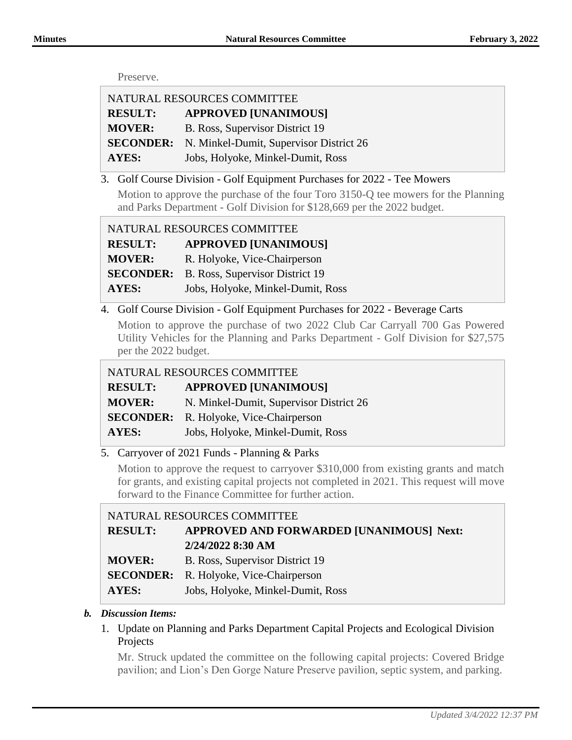Preserve.

| NATURAL RESOURCES COMMITTEE | |
|---|---|
| **RESULT:** | **APPROVED [UNANIMOUS]** |
| **MOVER:** | B. Ross, Supervisor District 19 |
| **SECONDER:** | N. Minkel-Dumit, Supervisor District 26 |
| **AYES:** | Jobs, Holyoke, Minkel-Dumit, Ross |

3. Golf Course Division - Golf Equipment Purchases for 2022 - Tee Mowers

   Motion to approve the purchase of the four Toro 3150-Q tee mowers for the Planning and Parks Department - Golf Division for $128,669 per the 2022 budget.

| NATURAL RESOURCES COMMITTEE | |
|---|---|
| **RESULT:** | **APPROVED [UNANIMOUS]** |
| **MOVER:** | R. Holyoke, Vice-Chairperson |
| **SECONDER:** | B. Ross, Supervisor District 19 |
| **AYES:** | Jobs, Holyoke, Minkel-Dumit, Ross |

4. Golf Course Division - Golf Equipment Purchases for 2022 - Beverage Carts

   Motion to approve the purchase of two 2022 Club Car Carryall 700 Gas Powered Utility Vehicles for the Planning and Parks Department - Golf Division for $27,575 per the 2022 budget.

| NATURAL RESOURCES COMMITTEE | |
|---|---|
| **RESULT:** | **APPROVED [UNANIMOUS]** |
| **MOVER:** | N. Minkel-Dumit, Supervisor District 26 |
| **SECONDER:** | R. Holyoke, Vice-Chairperson |
| **AYES:** | Jobs, Holyoke, Minkel-Dumit, Ross |

5. Carryover of 2021 Funds - Planning & Parks

   Motion to approve the request to carryover $310,000 from existing grants and match for grants, and existing capital projects not completed in 2021. This request will move forward to the Finance Committee for further action.

| NATURAL RESOURCES COMMITTEE | |
|---|---|
| **RESULT:** | **APPROVED AND FORWARDED [UNANIMOUS] Next: 2/24/2022 8:30 AM** |
| **MOVER:** | B. Ross, Supervisor District 19 |
| **SECONDER:** | R. Holyoke, Vice-Chairperson |
| **AYES:** | Jobs, Holyoke, Minkel-Dumit, Ross |

***b. Discussion Items:***

1. Update on Planning and Parks Department Capital Projects and Ecological Division Projects

   Mr. Struck updated the committee on the following capital projects: Covered Bridge pavilion; and Lion's Den Gorge Nature Preserve pavilion, septic system, and parking.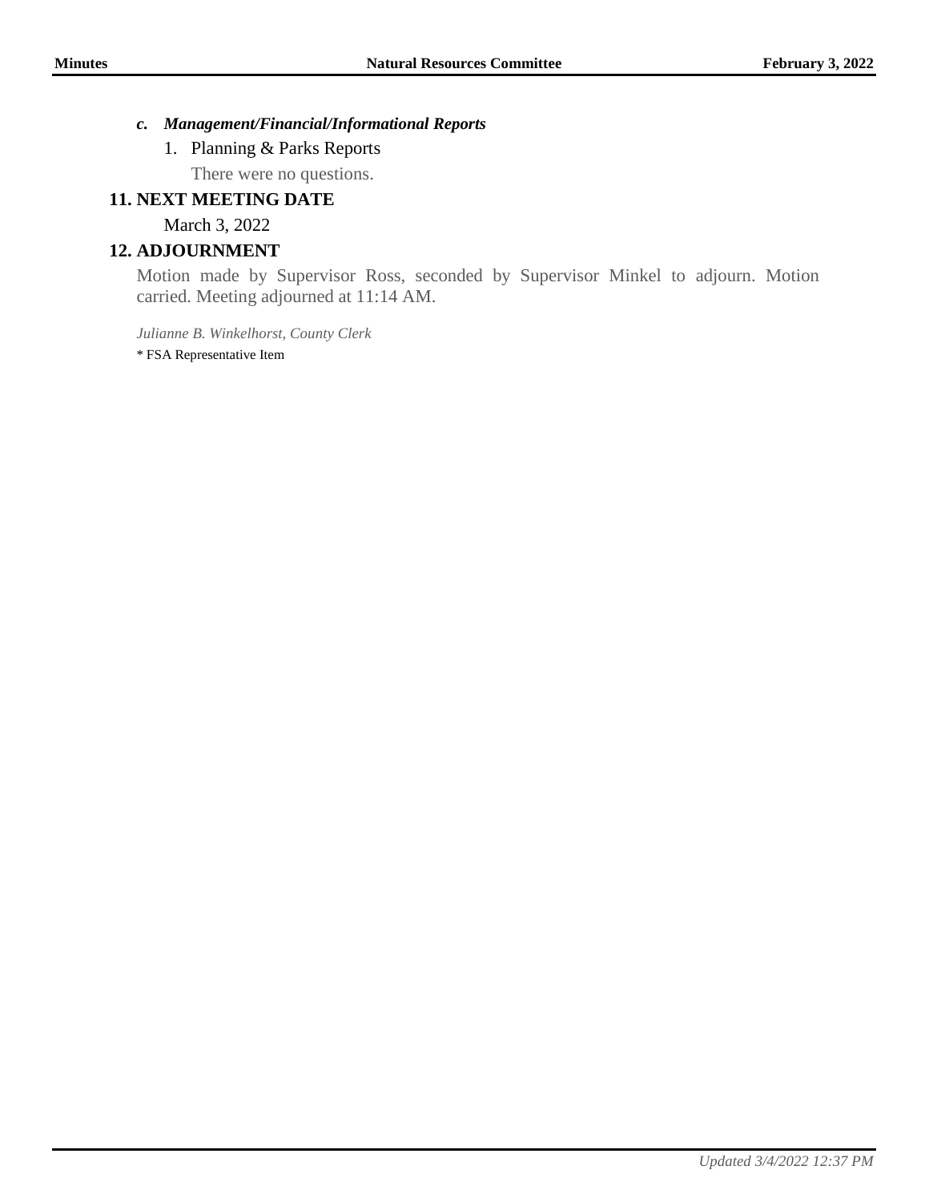***c. Management/Financial/Informational Reports***

1. Planning & Parks Reports

   There were no questions.

## 11. NEXT MEETING DATE

March 3, 2022

## 12. ADJOURNMENT

Motion made by Supervisor Ross, seconded by Supervisor Minkel to adjourn. Motion carried. Meeting adjourned at 11:14 AM.

*Julianne B. Winkelhorst, County Clerk*

\* FSA Representative Item